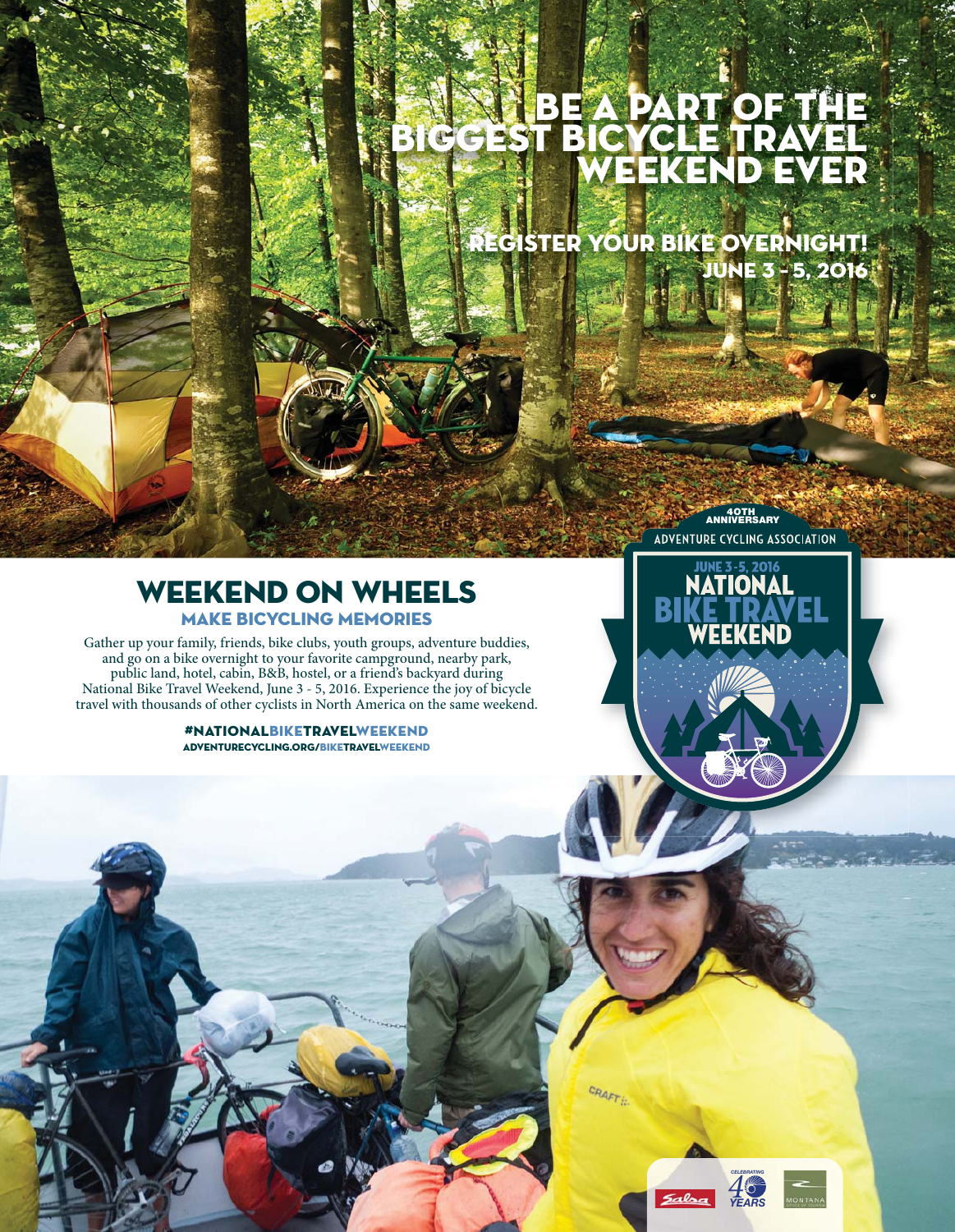# BE A PART OF THE BIGGEST BICYCLE TRAVEL WEEKEND EVER

REGISTER YOUR BIKE OVERNIGHT!
JUNE 3 - 5, 2016

## WEEKEND ON WHEELS

### MAKE BICYCLING MEMORIES

Gather up your family, friends, bike clubs, youth groups, adventure buddies, and go on a bike overnight to your favorite campground, nearby park, public land, hotel, cabin, B&B, hostel, or a friend's backyard during National Bike Travel Weekend, June 3 - 5, 2016. Experience the joy of bicycle travel with thousands of other cyclists in North America on the same weekend.

#NATIONALBIKETRAVELWEEKEND
ADVENTURECYCLING.ORG/BIKETRAVELWEEKEND

40TH ANNIVERSARY
ADVENTURE CYCLING ASSOCIATION
JUNE 3-5, 2016
NATIONAL BIKE TRAVEL WEEKEND

Salsa
CELEBRATING 40 YEARS
MONTANA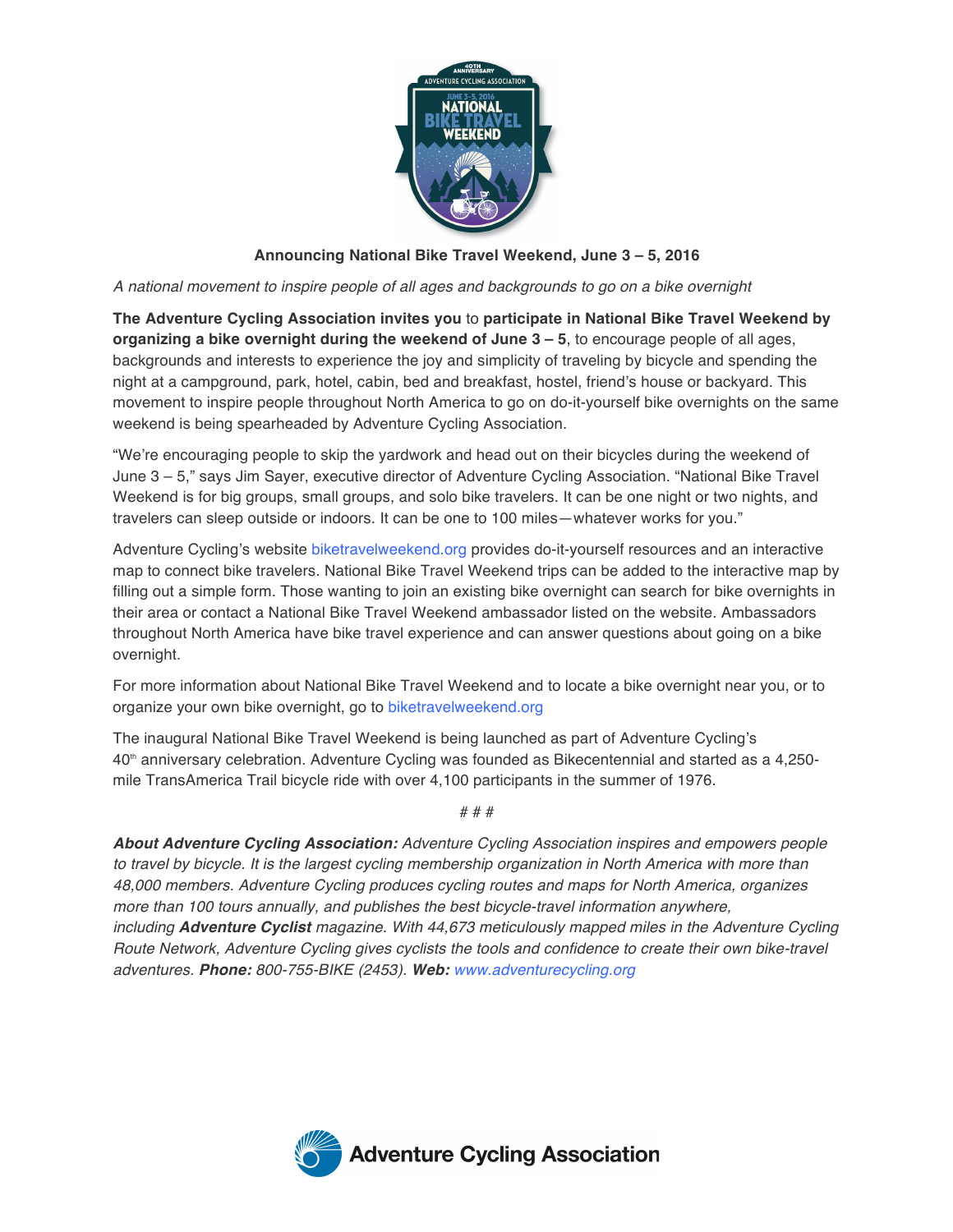**Announcing National Bike Travel Weekend, June 3 – 5, 2016**

*A national movement to inspire people of all ages and backgrounds to go on a bike overnight*

**The Adventure Cycling Association invites you** to **participate in National Bike Travel Weekend by organizing a bike overnight during the weekend of June 3 – 5**, to encourage people of all ages, backgrounds and interests to experience the joy and simplicity of traveling by bicycle and spending the night at a campground, park, hotel, cabin, bed and breakfast, hostel, friend's house or backyard. This movement to inspire people throughout North America to go on do-it-yourself bike overnights on the same weekend is being spearheaded by Adventure Cycling Association.

"We're encouraging people to skip the yardwork and head out on their bicycles during the weekend of June 3 – 5," says Jim Sayer, executive director of Adventure Cycling Association. "National Bike Travel Weekend is for big groups, small groups, and solo bike travelers. It can be one night or two nights, and travelers can sleep outside or indoors. It can be one to 100 miles—whatever works for you."

Adventure Cycling's website biketravelweekend.org provides do-it-yourself resources and an interactive map to connect bike travelers. National Bike Travel Weekend trips can be added to the interactive map by filling out a simple form. Those wanting to join an existing bike overnight can search for bike overnights in their area or contact a National Bike Travel Weekend ambassador listed on the website. Ambassadors throughout North America have bike travel experience and can answer questions about going on a bike overnight.

For more information about National Bike Travel Weekend and to locate a bike overnight near you, or to organize your own bike overnight, go to biketravelweekend.org

The inaugural National Bike Travel Weekend is being launched as part of Adventure Cycling's 40th anniversary celebration. Adventure Cycling was founded as Bikecentennial and started as a 4,250-mile TransAmerica Trail bicycle ride with over 4,100 participants in the summer of 1976.

# # #

***About Adventure Cycling Association:*** *Adventure Cycling Association inspires and empowers people to travel by bicycle. It is the largest cycling membership organization in North America with more than 48,000 members. Adventure Cycling produces cycling routes and maps for North America, organizes more than 100 tours annually, and publishes the best bicycle-travel information anywhere, including* ***Adventure Cyclist*** *magazine. With 44,673 meticulously mapped miles in the Adventure Cycling Route Network, Adventure Cycling gives cyclists the tools and confidence to create their own bike-travel adventures.* ***Phone:*** *800-755-BIKE (2453).* ***Web:*** *www.adventurecycling.org*

Adventure Cycling Association